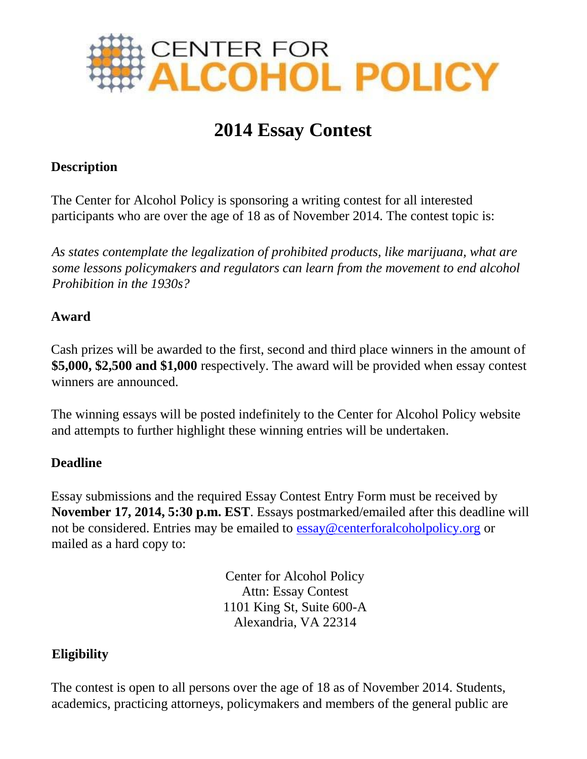CENTER FOR **ALCOHOL POLICY**

# 2014 Essay Contest

## Description

The Center for Alcohol Policy is sponsoring a writing contest for all interested participants who are over the age of 18 as of November 2014. The contest topic is:

*As states contemplate the legalization of prohibited products, like marijuana, what are some lessons policymakers and regulators can learn from the movement to end alcohol Prohibition in the 1930s?*

## Award

Cash prizes will be awarded to the first, second and third place winners in the amount of **$5,000, $2,500 and $1,000** respectively. The award will be provided when essay contest winners are announced.

The winning essays will be posted indefinitely to the Center for Alcohol Policy website and attempts to further highlight these winning entries will be undertaken.

## Deadline

Essay submissions and the required Essay Contest Entry Form must be received by **November 17, 2014, 5:30 p.m. EST**. Essays postmarked/emailed after this deadline will not be considered. Entries may be emailed to essay@centerforalcoholpolicy.org or mailed as a hard copy to:

Center for Alcohol Policy
Attn: Essay Contest
1101 King St, Suite 600-A
Alexandria, VA 22314

## Eligibility

The contest is open to all persons over the age of 18 as of November 2014. Students, academics, practicing attorneys, policymakers and members of the general public are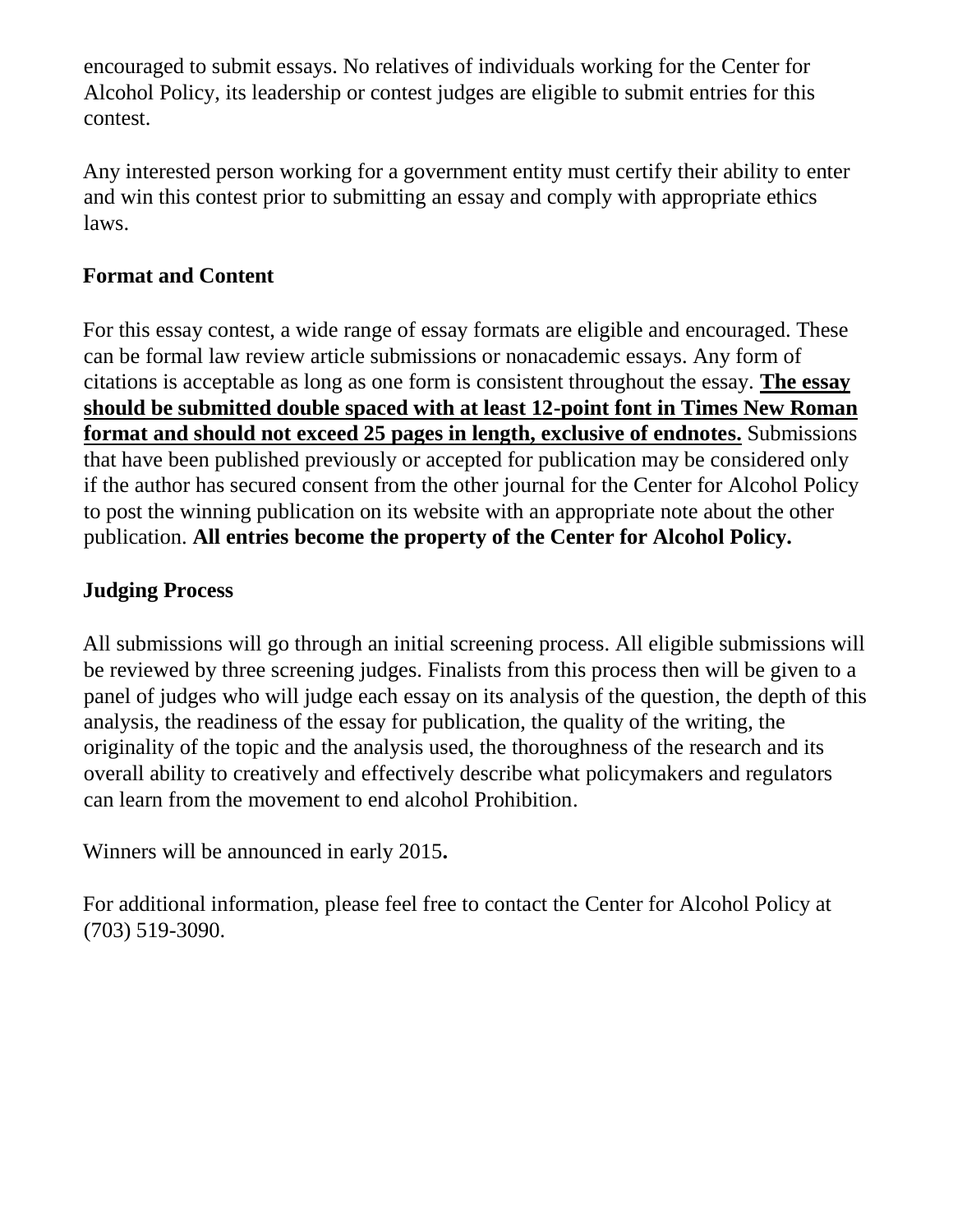encouraged to submit essays. No relatives of individuals working for the Center for Alcohol Policy, its leadership or contest judges are eligible to submit entries for this contest.

Any interested person working for a government entity must certify their ability to enter and win this contest prior to submitting an essay and comply with appropriate ethics laws.

## Format and Content

For this essay contest, a wide range of essay formats are eligible and encouraged. These can be formal law review article submissions or nonacademic essays. Any form of citations is acceptable as long as one form is consistent throughout the essay. **The essay should be submitted double spaced with at least 12-point font in Times New Roman format and should not exceed 25 pages in length, exclusive of endnotes.** Submissions that have been published previously or accepted for publication may be considered only if the author has secured consent from the other journal for the Center for Alcohol Policy to post the winning publication on its website with an appropriate note about the other publication. **All entries become the property of the Center for Alcohol Policy.**

## Judging Process

All submissions will go through an initial screening process. All eligible submissions will be reviewed by three screening judges. Finalists from this process then will be given to a panel of judges who will judge each essay on its analysis of the question, the depth of this analysis, the readiness of the essay for publication, the quality of the writing, the originality of the topic and the analysis used, the thoroughness of the research and its overall ability to creatively and effectively describe what policymakers and regulators can learn from the movement to end alcohol Prohibition.

Winners will be announced in early 2015.

For additional information, please feel free to contact the Center for Alcohol Policy at (703) 519-3090.